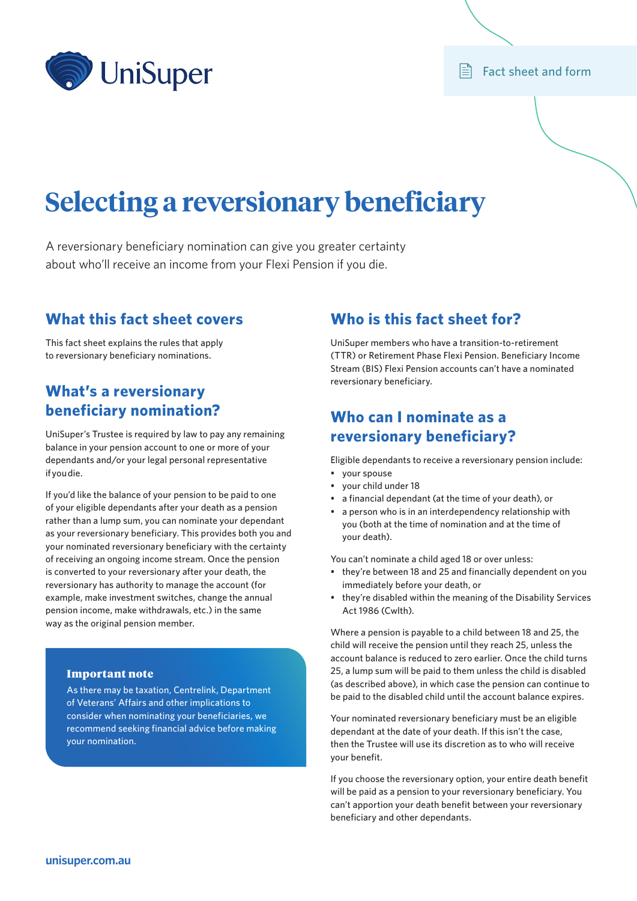UniSuper

Fact sheet and form

# Selecting a reversionary beneficiary

A reversionary beneficiary nomination can give you greater certainty about who'll receive an income from your Flexi Pension if you die.

## What this fact sheet covers

This fact sheet explains the rules that apply to reversionary beneficiary nominations.

## What's a reversionary beneficiary nomination?

UniSuper's Trustee is required by law to pay any remaining balance in your pension account to one or more of your dependants and/or your legal personal representative if you die.

If you'd like the balance of your pension to be paid to one of your eligible dependants after your death as a pension rather than a lump sum, you can nominate your dependant as your reversionary beneficiary. This provides both you and your nominated reversionary beneficiary with the certainty of receiving an ongoing income stream. Once the pension is converted to your reversionary after your death, the reversionary has authority to manage the account (for example, make investment switches, change the annual pension income, make withdrawals, etc.) in the same way as the original pension member.

> **Important note**
>
> As there may be taxation, Centrelink, Department of Veterans' Affairs and other implications to consider when nominating your beneficiaries, we recommend seeking financial advice before making your nomination.

## Who is this fact sheet for?

UniSuper members who have a transition-to-retirement (TTR) or Retirement Phase Flexi Pension. Beneficiary Income Stream (BIS) Flexi Pension accounts can't have a nominated reversionary beneficiary.

## Who can I nominate as a reversionary beneficiary?

Eligible dependants to receive a reversionary pension include:

- your spouse
- your child under 18
- a financial dependant (at the time of your death), or
- a person who is in an interdependency relationship with you (both at the time of nomination and at the time of your death).

You can't nominate a child aged 18 or over unless:

- they're between 18 and 25 and financially dependent on you immediately before your death, or
- they're disabled within the meaning of the Disability Services Act 1986 (Cwlth).

Where a pension is payable to a child between 18 and 25, the child will receive the pension until they reach 25, unless the account balance is reduced to zero earlier. Once the child turns 25, a lump sum will be paid to them unless the child is disabled (as described above), in which case the pension can continue to be paid to the disabled child until the account balance expires.

Your nominated reversionary beneficiary must be an eligible dependant at the date of your death. If this isn't the case, then the Trustee will use its discretion as to who will receive your benefit.

If you choose the reversionary option, your entire death benefit will be paid as a pension to your reversionary beneficiary. You can't apportion your death benefit between your reversionary beneficiary and other dependants.

unisuper.com.au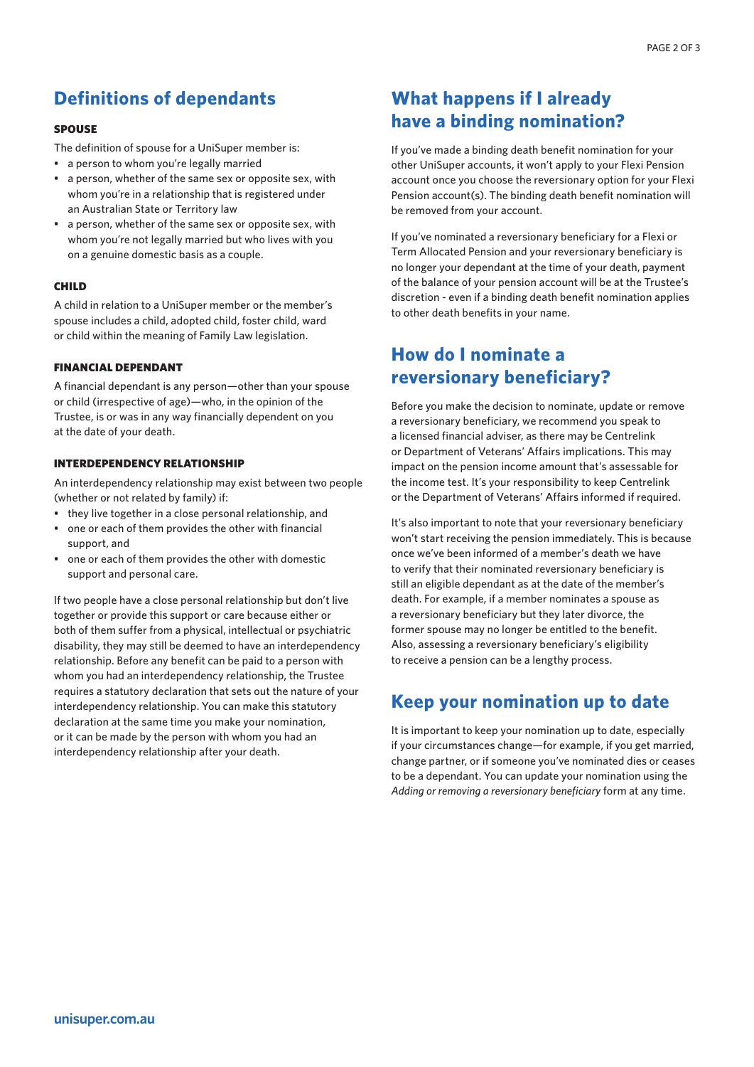## Definitions of dependants

### SPOUSE

The definition of spouse for a UniSuper member is:

- a person to whom you're legally married
- a person, whether of the same sex or opposite sex, with whom you're in a relationship that is registered under an Australian State or Territory law
- a person, whether of the same sex or opposite sex, with whom you're not legally married but who lives with you on a genuine domestic basis as a couple.

### CHILD

A child in relation to a UniSuper member or the member's spouse includes a child, adopted child, foster child, ward or child within the meaning of Family Law legislation.

### FINANCIAL DEPENDANT

A financial dependant is any person—other than your spouse or child (irrespective of age)—who, in the opinion of the Trustee, is or was in any way financially dependent on you at the date of your death.

### INTERDEPENDENCY RELATIONSHIP

An interdependency relationship may exist between two people (whether or not related by family) if:

- they live together in a close personal relationship, and
- one or each of them provides the other with financial support, and
- one or each of them provides the other with domestic support and personal care.

If two people have a close personal relationship but don't live together or provide this support or care because either or both of them suffer from a physical, intellectual or psychiatric disability, they may still be deemed to have an interdependency relationship. Before any benefit can be paid to a person with whom you had an interdependency relationship, the Trustee requires a statutory declaration that sets out the nature of your interdependency relationship. You can make this statutory declaration at the same time you make your nomination, or it can be made by the person with whom you had an interdependency relationship after your death.

## What happens if I already have a binding nomination?

If you've made a binding death benefit nomination for your other UniSuper accounts, it won't apply to your Flexi Pension account once you choose the reversionary option for your Flexi Pension account(s). The binding death benefit nomination will be removed from your account.

If you've nominated a reversionary beneficiary for a Flexi or Term Allocated Pension and your reversionary beneficiary is no longer your dependant at the time of your death, payment of the balance of your pension account will be at the Trustee's discretion - even if a binding death benefit nomination applies to other death benefits in your name.

## How do I nominate a reversionary beneficiary?

Before you make the decision to nominate, update or remove a reversionary beneficiary, we recommend you speak to a licensed financial adviser, as there may be Centrelink or Department of Veterans' Affairs implications. This may impact on the pension income amount that's assessable for the income test. It's your responsibility to keep Centrelink or the Department of Veterans' Affairs informed if required.

It's also important to note that your reversionary beneficiary won't start receiving the pension immediately. This is because once we've been informed of a member's death we have to verify that their nominated reversionary beneficiary is still an eligible dependant as at the date of the member's death. For example, if a member nominates a spouse as a reversionary beneficiary but they later divorce, the former spouse may no longer be entitled to the benefit. Also, assessing a reversionary beneficiary's eligibility to receive a pension can be a lengthy process.

## Keep your nomination up to date

It is important to keep your nomination up to date, especially if your circumstances change—for example, if you get married, change partner, or if someone you've nominated dies or ceases to be a dependant. You can update your nomination using the *Adding or removing a reversionary beneficiary* form at any time.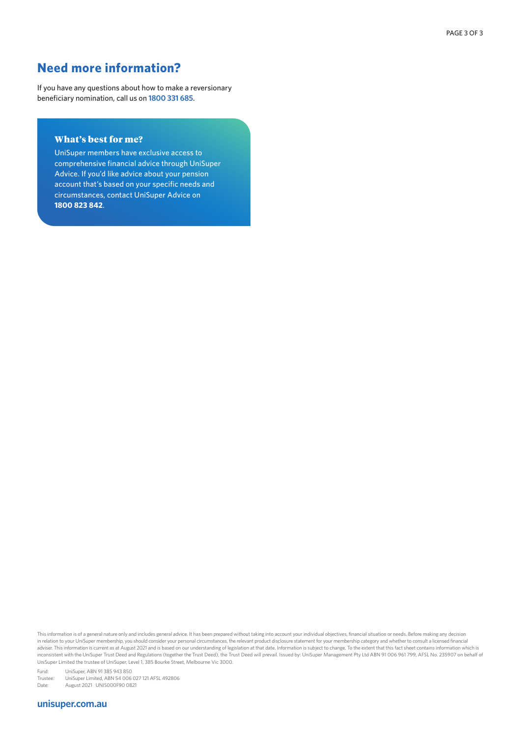## Need more information?

If you have any questions about how to make a reversionary beneficiary nomination, call us on **1800 331 685**.

### What's best for me?

UniSuper members have exclusive access to comprehensive financial advice through UniSuper Advice. If you'd like advice about your pension account that's based on your specific needs and circumstances, contact UniSuper Advice on **1800 823 842**.

This information is of a general nature only and includes general advice. It has been prepared without taking into account your individual objectives, financial situation or needs. Before making any decision in relation to your UniSuper membership, you should consider your personal circumstances, the relevant product disclosure statement for your membership category and whether to consult a licensed financial adviser. This information is current as at August 2021 and is based on our understanding of legislation at that date. Information is subject to change. To the extent that this fact sheet contains information which is inconsistent with the UniSuper Trust Deed and Regulations (together the Trust Deed), the Trust Deed will prevail. Issued by: UniSuper Management Pty Ltd ABN 91 006 961 799, AFSL No. 235907 on behalf of UniSuper Limited the trustee of UniSuper, Level 1, 385 Bourke Street, Melbourne Vic 3000.

Fund: UniSuper, ABN 91 385 943 850
Trustee: UniSuper Limited, ABN 54 006 027 121 AFSL 492806
Date: August 2021 UNIS000F90 0821

**unisuper.com.au**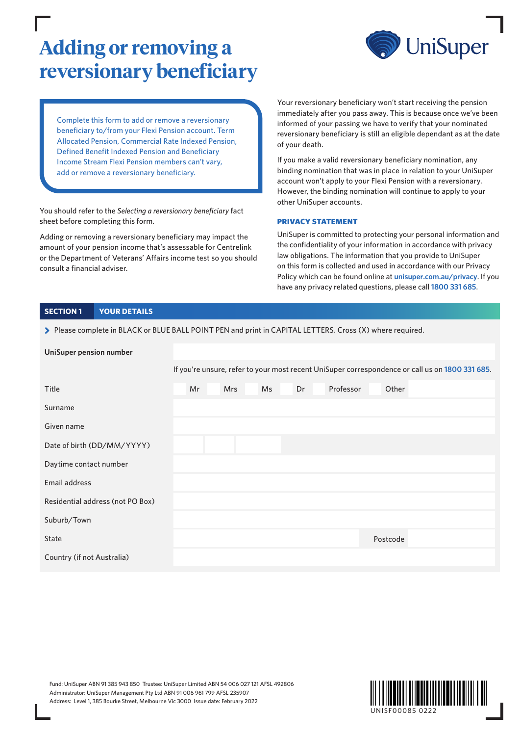# Adding or removing a reversionary beneficiary

UniSuper

Complete this form to add or remove a reversionary beneficiary to/from your Flexi Pension account. Term Allocated Pension, Commercial Rate Indexed Pension, Defined Benefit Indexed Pension and Beneficiary Income Stream Flexi Pension members can't vary, add or remove a reversionary beneficiary.

You should refer to the *Selecting a reversionary beneficiary* fact sheet before completing this form.

Adding or removing a reversionary beneficiary may impact the amount of your pension income that's assessable for Centrelink or the Department of Veterans' Affairs income test so you should consult a financial adviser.

Your reversionary beneficiary won't start receiving the pension immediately after you pass away. This is because once we've been informed of your passing we have to verify that your nominated reversionary beneficiary is still an eligible dependant as at the date of your death.

If you make a valid reversionary beneficiary nomination, any binding nomination that was in place in relation to your UniSuper account won't apply to your Flexi Pension with a reversionary. However, the binding nomination will continue to apply to your other UniSuper accounts.

## PRIVACY STATEMENT

UniSuper is committed to protecting your personal information and the confidentiality of your information in accordance with privacy law obligations. The information that you provide to UniSuper on this form is collected and used in accordance with our Privacy Policy which can be found online at **unisuper.com.au/privacy**. If you have any privacy related questions, please call **1800 331 685**.

## SECTION 1 YOUR DETAILS

> Please complete in BLACK or BLUE BALL POINT PEN and print in CAPITAL LETTERS. Cross (X) where required.

| | |
|---|---|
| UniSuper pension number | |
| | If you're unsure, refer to your most recent UniSuper correspondence or call us on **1800 331 685**. |
| Title | ☐ Mr ☐ Mrs ☐ Ms ☐ Dr ☐ Professor ☐ Other |
| Surname | |
| Given name | |
| Date of birth (DD/MM/YYYY) | |
| Daytime contact number | |
| Email address | |
| Residential address (not PO Box) | |
| Suburb/Town | |
| State | Postcode |
| Country (if not Australia) | |

Fund: UniSuper ABN 91 385 943 850 Trustee: UniSuper Limited ABN 54 006 027 121 AFSL 492806
Administrator: UniSuper Management Pty Ltd ABN 91 006 961 799 AFSL 235907
Address: Level 1, 385 Bourke Street, Melbourne Vic 3000 Issue date: February 2022

UNISF00085 0222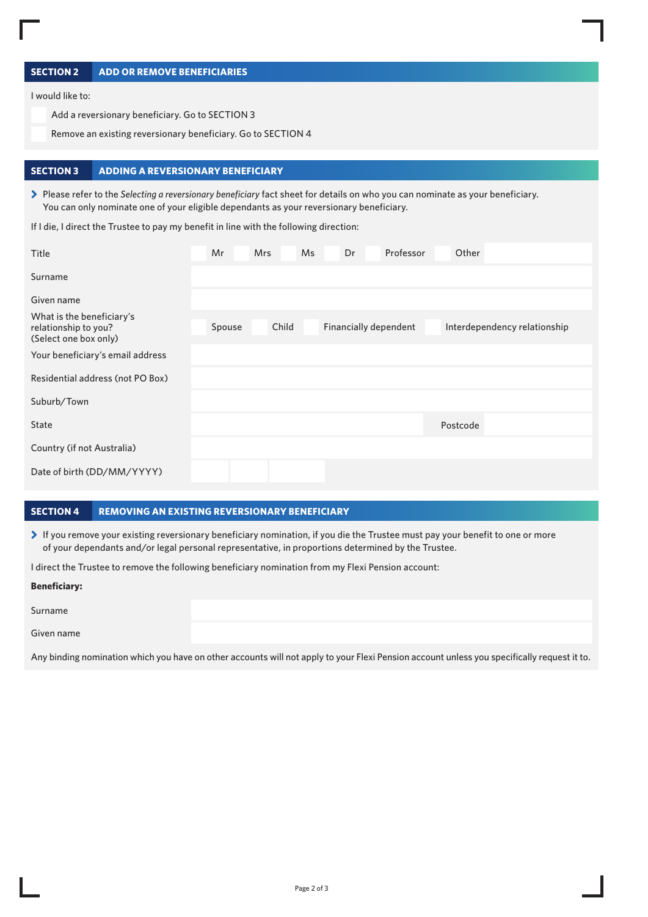## SECTION 2 ADD OR REMOVE BENEFICIARIES

I would like to:

- ☐ Add a reversionary beneficiary. Go to SECTION 3
- ☐ Remove an existing reversionary beneficiary. Go to SECTION 4

## SECTION 3 ADDING A REVERSIONARY BENEFICIARY

> Please refer to the *Selecting a reversionary beneficiary* fact sheet for details on who you can nominate as your beneficiary. You can only nominate one of your eligible dependants as your reversionary beneficiary.

If I die, I direct the Trustee to pay my benefit in line with the following direction:

| | |
|---|---|
| Title | ☐ Mr ☐ Mrs ☐ Ms ☐ Dr ☐ Professor ☐ Other ______ |
| Surname | |
| Given name | |
| What is the beneficiary's relationship to you? (Select one box only) | ☐ Spouse ☐ Child ☐ Financially dependent ☐ Interdependency relationship |
| Your beneficiary's email address | |
| Residential address (not PO Box) | |
| Suburb/Town | |
| State | Postcode |
| Country (if not Australia) | |
| Date of birth (DD/MM/YYYY) | |

## SECTION 4 REMOVING AN EXISTING REVERSIONARY BENEFICIARY

> If you remove your existing reversionary beneficiary nomination, if you die the Trustee must pay your benefit to one or more of your dependants and/or legal personal representative, in proportions determined by the Trustee.

I direct the Trustee to remove the following beneficiary nomination from my Flexi Pension account:

**Beneficiary:**

| | |
|---|---|
| Surname | |
| Given name | |

Any binding nomination which you have on other accounts will not apply to your Flexi Pension account unless you specifically request it to.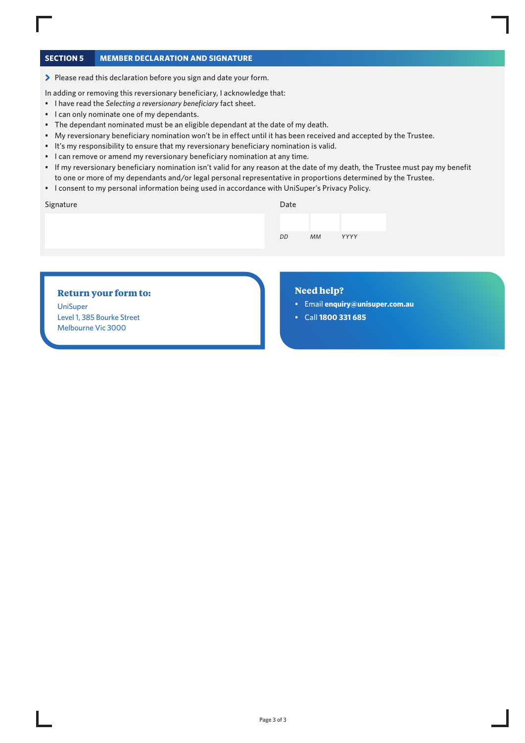## SECTION 5 MEMBER DECLARATION AND SIGNATURE

> Please read this declaration before you sign and date your form.

In adding or removing this reversionary beneficiary, I acknowledge that:

- I have read the *Selecting a reversionary beneficiary* fact sheet.
- I can only nominate one of my dependants.
- The dependant nominated must be an eligible dependant at the date of my death.
- My reversionary beneficiary nomination won't be in effect until it has been received and accepted by the Trustee.
- It's my responsibility to ensure that my reversionary beneficiary nomination is valid.
- I can remove or amend my reversionary beneficiary nomination at any time.
- If my reversionary beneficiary nomination isn't valid for any reason at the date of my death, the Trustee must pay my benefit to one or more of my dependants and/or legal personal representative in proportions determined by the Trustee.
- I consent to my personal information being used in accordance with UniSuper's Privacy Policy.

Signature

Date

*DD* *MM* *YYYY*

### Return your form to:

UniSuper
Level 1, 385 Bourke Street
Melbourne Vic 3000

### Need help?

- Email **enquiry@unisuper.com.au**
- Call **1800 331 685**